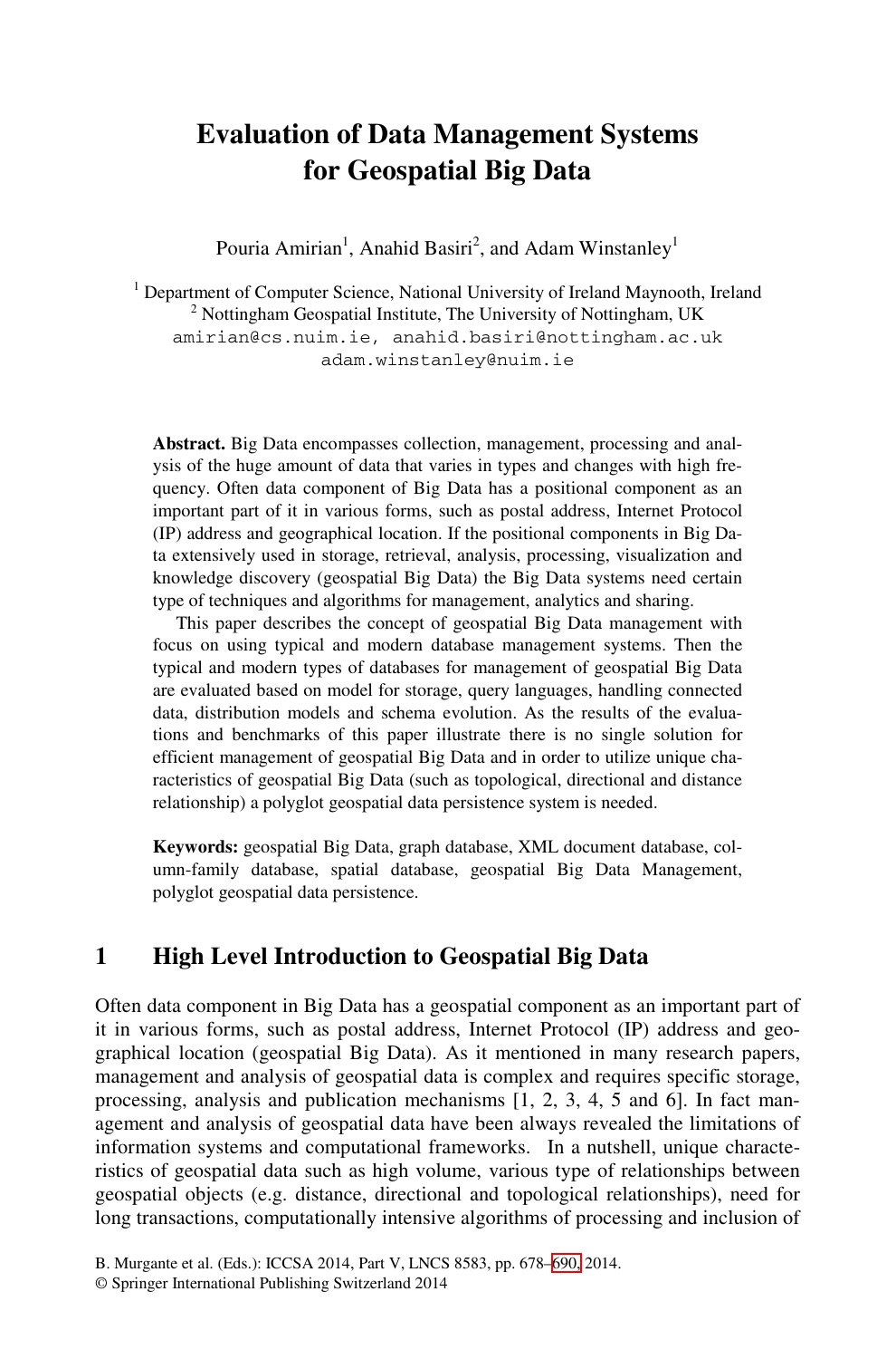# Evaluation of Data Management Systems for Geospatial Big Data

Pouria Amirian[1], Anahid Basiri[2], and Adam Winstanley[1]

[1] Department of Computer Science, National University of Ireland Maynooth, Ireland
[2] Nottingham Geospatial Institute, The University of Nottingham, UK
amirian@cs.nuim.ie, anahid.basiri@nottingham.ac.uk
adam.winstanley@nuim.ie

**Abstract.** Big Data encompasses collection, management, processing and analysis of the huge amount of data that varies in types and changes with high frequency. Often data component of Big Data has a positional component as an important part of it in various forms, such as postal address, Internet Protocol (IP) address and geographical location. If the positional components in Big Data extensively used in storage, retrieval, analysis, processing, visualization and knowledge discovery (geospatial Big Data) the Big Data systems need certain type of techniques and algorithms for management, analytics and sharing.

This paper describes the concept of geospatial Big Data management with focus on using typical and modern database management systems. Then the typical and modern types of databases for management of geospatial Big Data are evaluated based on model for storage, query languages, handling connected data, distribution models and schema evolution. As the results of the evaluations and benchmarks of this paper illustrate there is no single solution for efficient management of geospatial Big Data and in order to utilize unique characteristics of geospatial Big Data (such as topological, directional and distance relationship) a polyglot geospatial data persistence system is needed.

**Keywords:** geospatial Big Data, graph database, XML document database, column-family database, spatial database, geospatial Big Data Management, polyglot geospatial data persistence.

## 1 High Level Introduction to Geospatial Big Data

Often data component in Big Data has a geospatial component as an important part of it in various forms, such as postal address, Internet Protocol (IP) address and geographical location (geospatial Big Data). As it mentioned in many research papers, management and analysis of geospatial data is complex and requires specific storage, processing, analysis and publication mechanisms [1, 2, 3, 4, 5 and 6]. In fact management and analysis of geospatial data have been always revealed the limitations of information systems and computational frameworks. In a nutshell, unique characteristics of geospatial data such as high volume, various type of relationships between geospatial objects (e.g. distance, directional and topological relationships), need for long transactions, computationally intensive algorithms of processing and inclusion of

B. Murgante et al. (Eds.): ICCSA 2014, Part V, LNCS 8583, pp. 678–690, 2014.
© Springer International Publishing Switzerland 2014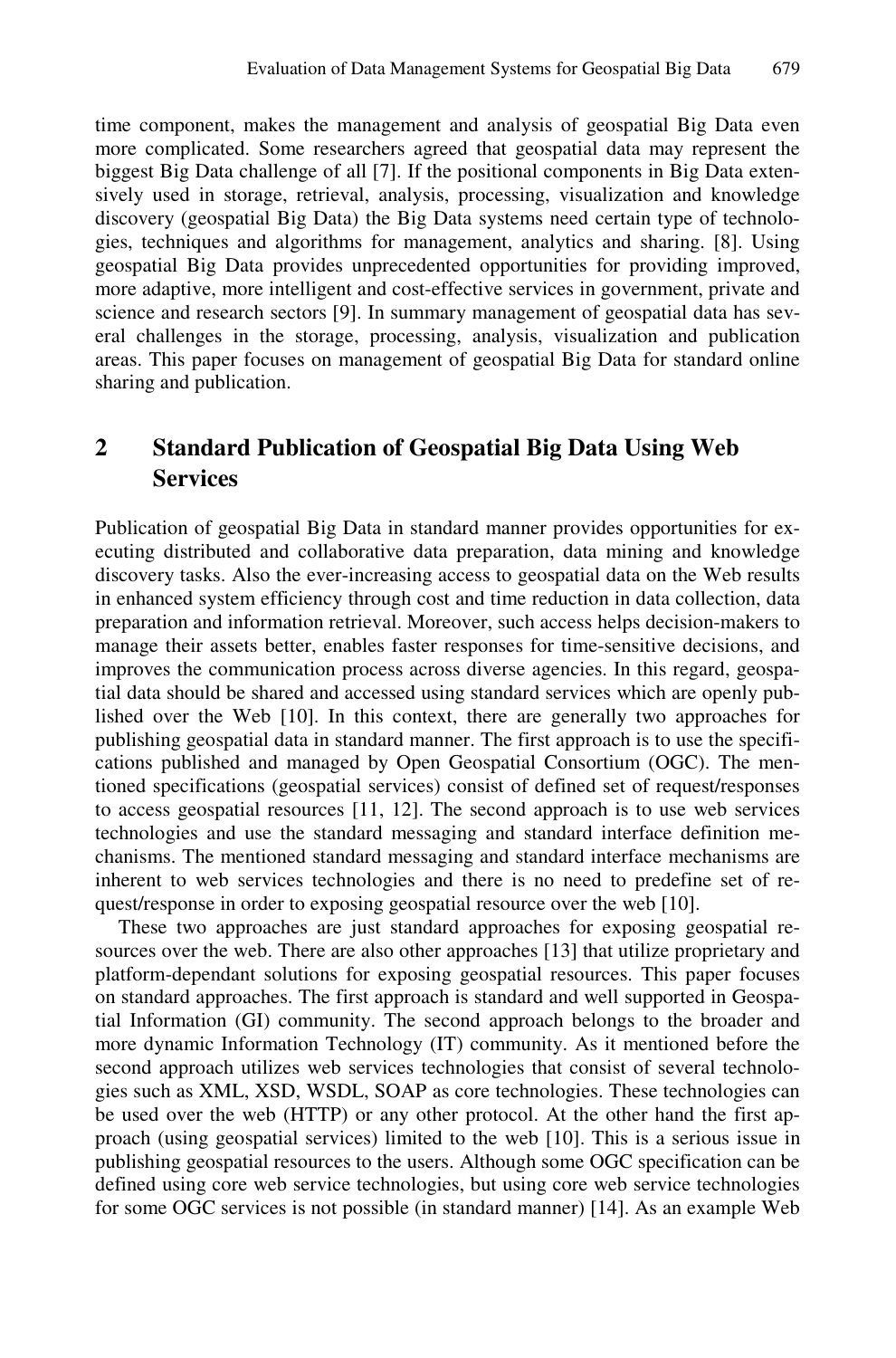time component, makes the management and analysis of geospatial Big Data even more complicated. Some researchers agreed that geospatial data may represent the biggest Big Data challenge of all [7]. If the positional components in Big Data extensively used in storage, retrieval, analysis, processing, visualization and knowledge discovery (geospatial Big Data) the Big Data systems need certain type of technologies, techniques and algorithms for management, analytics and sharing. [8]. Using geospatial Big Data provides unprecedented opportunities for providing improved, more adaptive, more intelligent and cost-effective services in government, private and science and research sectors [9]. In summary management of geospatial data has several challenges in the storage, processing, analysis, visualization and publication areas. This paper focuses on management of geospatial Big Data for standard online sharing and publication.

## 2 Standard Publication of Geospatial Big Data Using Web Services

Publication of geospatial Big Data in standard manner provides opportunities for executing distributed and collaborative data preparation, data mining and knowledge discovery tasks. Also the ever-increasing access to geospatial data on the Web results in enhanced system efficiency through cost and time reduction in data collection, data preparation and information retrieval. Moreover, such access helps decision-makers to manage their assets better, enables faster responses for time-sensitive decisions, and improves the communication process across diverse agencies. In this regard, geospatial data should be shared and accessed using standard services which are openly published over the Web [10]. In this context, there are generally two approaches for publishing geospatial data in standard manner. The first approach is to use the specifications published and managed by Open Geospatial Consortium (OGC). The mentioned specifications (geospatial services) consist of defined set of request/responses to access geospatial resources [11, 12]. The second approach is to use web services technologies and use the standard messaging and standard interface definition mechanisms. The mentioned standard messaging and standard interface mechanisms are inherent to web services technologies and there is no need to predefine set of request/response in order to exposing geospatial resource over the web [10].

These two approaches are just standard approaches for exposing geospatial resources over the web. There are also other approaches [13] that utilize proprietary and platform-dependant solutions for exposing geospatial resources. This paper focuses on standard approaches. The first approach is standard and well supported in Geospatial Information (GI) community. The second approach belongs to the broader and more dynamic Information Technology (IT) community. As it mentioned before the second approach utilizes web services technologies that consist of several technologies such as XML, XSD, WSDL, SOAP as core technologies. These technologies can be used over the web (HTTP) or any other protocol. At the other hand the first approach (using geospatial services) limited to the web [10]. This is a serious issue in publishing geospatial resources to the users. Although some OGC specification can be defined using core web service technologies, but using core web service technologies for some OGC services is not possible (in standard manner) [14]. As an example Web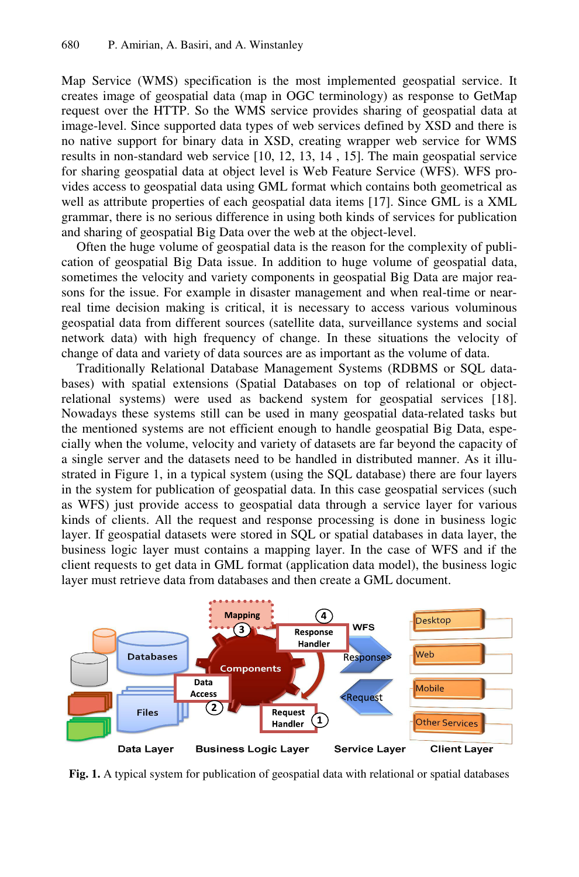Map Service (WMS) specification is the most implemented geospatial service. It creates image of geospatial data (map in OGC terminology) as response to GetMap request over the HTTP. So the WMS service provides sharing of geospatial data at image-level. Since supported data types of web services defined by XSD and there is no native support for binary data in XSD, creating wrapper web service for WMS results in non-standard web service [10, 12, 13, 14 , 15]. The main geospatial service for sharing geospatial data at object level is Web Feature Service (WFS). WFS provides access to geospatial data using GML format which contains both geometrical as well as attribute properties of each geospatial data items [17]. Since GML is a XML grammar, there is no serious difference in using both kinds of services for publication and sharing of geospatial Big Data over the web at the object-level.

Often the huge volume of geospatial data is the reason for the complexity of publication of geospatial Big Data issue. In addition to huge volume of geospatial data, sometimes the velocity and variety components in geospatial Big Data are major reasons for the issue. For example in disaster management and when real-time or near-real time decision making is critical, it is necessary to access various voluminous geospatial data from different sources (satellite data, surveillance systems and social network data) with high frequency of change. In these situations the velocity of change of data and variety of data sources are as important as the volume of data.

Traditionally Relational Database Management Systems (RDBMS or SQL databases) with spatial extensions (Spatial Databases on top of relational or object-relational systems) were used as backend system for geospatial services [18]. Nowadays these systems still can be used in many geospatial data-related tasks but the mentioned systems are not efficient enough to handle geospatial Big Data, especially when the volume, velocity and variety of datasets are far beyond the capacity of a single server and the datasets need to be handled in distributed manner. As it illustrated in Figure 1, in a typical system (using the SQL database) there are four layers in the system for publication of geospatial data. In this case geospatial services (such as WFS) just provide access to geospatial data through a service layer for various kinds of clients. All the request and response processing is done in business logic layer. If geospatial datasets were stored in SQL or spatial databases in data layer, the business logic layer must contains a mapping layer. In the case of WFS and if the client requests to get data in GML format (application data model), the business logic layer must retrieve data from databases and then create a GML document.

Mapping
3
4
Response Handler
WFS
Databases
Components
Response>
Data Access
2
Files
Request Handler
1
<Request
Desktop
Web
Mobile
Other Services
Data Layer
Business Logic Layer
Service Layer
Client Layer

**Fig. 1.** A typical system for publication of geospatial data with relational or spatial databases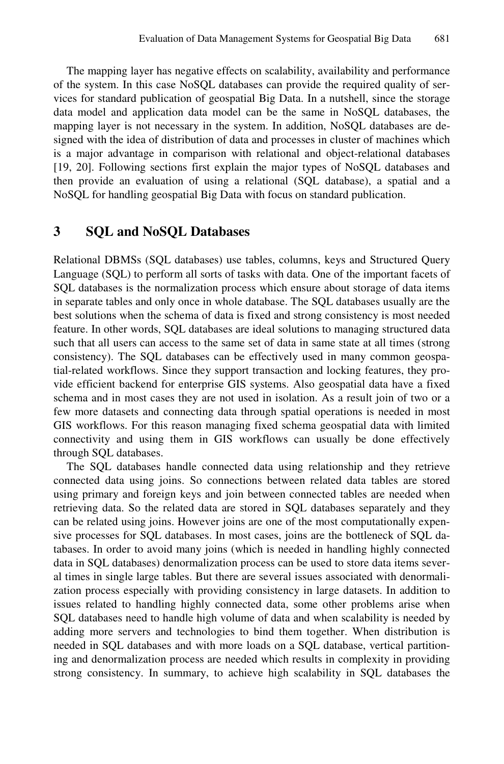The mapping layer has negative effects on scalability, availability and performance of the system. In this case NoSQL databases can provide the required quality of services for standard publication of geospatial Big Data. In a nutshell, since the storage data model and application data model can be the same in NoSQL databases, the mapping layer is not necessary in the system. In addition, NoSQL databases are designed with the idea of distribution of data and processes in cluster of machines which is a major advantage in comparison with relational and object-relational databases [19, 20]. Following sections first explain the major types of NoSQL databases and then provide an evaluation of using a relational (SQL database), a spatial and a NoSQL for handling geospatial Big Data with focus on standard publication.

## 3 SQL and NoSQL Databases

Relational DBMSs (SQL databases) use tables, columns, keys and Structured Query Language (SQL) to perform all sorts of tasks with data. One of the important facets of SQL databases is the normalization process which ensure about storage of data items in separate tables and only once in whole database. The SQL databases usually are the best solutions when the schema of data is fixed and strong consistency is most needed feature. In other words, SQL databases are ideal solutions to managing structured data such that all users can access to the same set of data in same state at all times (strong consistency). The SQL databases can be effectively used in many common geospatial-related workflows. Since they support transaction and locking features, they provide efficient backend for enterprise GIS systems. Also geospatial data have a fixed schema and in most cases they are not used in isolation. As a result join of two or a few more datasets and connecting data through spatial operations is needed in most GIS workflows. For this reason managing fixed schema geospatial data with limited connectivity and using them in GIS workflows can usually be done effectively through SQL databases.

The SQL databases handle connected data using relationship and they retrieve connected data using joins. So connections between related data tables are stored using primary and foreign keys and join between connected tables are needed when retrieving data. So the related data are stored in SQL databases separately and they can be related using joins. However joins are one of the most computationally expensive processes for SQL databases. In most cases, joins are the bottleneck of SQL databases. In order to avoid many joins (which is needed in handling highly connected data in SQL databases) denormalization process can be used to store data items several times in single large tables. But there are several issues associated with denormalization process especially with providing consistency in large datasets. In addition to issues related to handling highly connected data, some other problems arise when SQL databases need to handle high volume of data and when scalability is needed by adding more servers and technologies to bind them together. When distribution is needed in SQL databases and with more loads on a SQL database, vertical partitioning and denormalization process are needed which results in complexity in providing strong consistency. In summary, to achieve high scalability in SQL databases the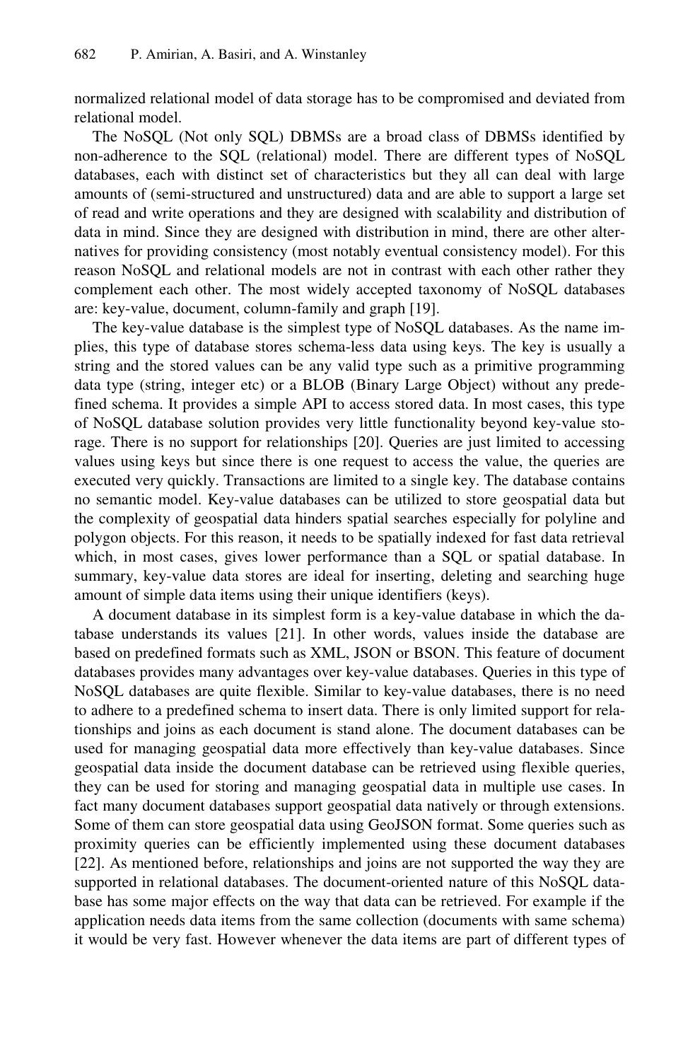normalized relational model of data storage has to be compromised and deviated from relational model.

The NoSQL (Not only SQL) DBMSs are a broad class of DBMSs identified by non-adherence to the SQL (relational) model. There are different types of NoSQL databases, each with distinct set of characteristics but they all can deal with large amounts of (semi-structured and unstructured) data and are able to support a large set of read and write operations and they are designed with scalability and distribution of data in mind. Since they are designed with distribution in mind, there are other alternatives for providing consistency (most notably eventual consistency model). For this reason NoSQL and relational models are not in contrast with each other rather they complement each other. The most widely accepted taxonomy of NoSQL databases are: key-value, document, column-family and graph [19].

The key-value database is the simplest type of NoSQL databases. As the name implies, this type of database stores schema-less data using keys. The key is usually a string and the stored values can be any valid type such as a primitive programming data type (string, integer etc) or a BLOB (Binary Large Object) without any predefined schema. It provides a simple API to access stored data. In most cases, this type of NoSQL database solution provides very little functionality beyond key-value storage. There is no support for relationships [20]. Queries are just limited to accessing values using keys but since there is one request to access the value, the queries are executed very quickly. Transactions are limited to a single key. The database contains no semantic model. Key-value databases can be utilized to store geospatial data but the complexity of geospatial data hinders spatial searches especially for polyline and polygon objects. For this reason, it needs to be spatially indexed for fast data retrieval which, in most cases, gives lower performance than a SQL or spatial database. In summary, key-value data stores are ideal for inserting, deleting and searching huge amount of simple data items using their unique identifiers (keys).

A document database in its simplest form is a key-value database in which the database understands its values [21]. In other words, values inside the database are based on predefined formats such as XML, JSON or BSON. This feature of document databases provides many advantages over key-value databases. Queries in this type of NoSQL databases are quite flexible. Similar to key-value databases, there is no need to adhere to a predefined schema to insert data. There is only limited support for relationships and joins as each document is stand alone. The document databases can be used for managing geospatial data more effectively than key-value databases. Since geospatial data inside the document database can be retrieved using flexible queries, they can be used for storing and managing geospatial data in multiple use cases. In fact many document databases support geospatial data natively or through extensions. Some of them can store geospatial data using GeoJSON format. Some queries such as proximity queries can be efficiently implemented using these document databases [22]. As mentioned before, relationships and joins are not supported the way they are supported in relational databases. The document-oriented nature of this NoSQL database has some major effects on the way that data can be retrieved. For example if the application needs data items from the same collection (documents with same schema) it would be very fast. However whenever the data items are part of different types of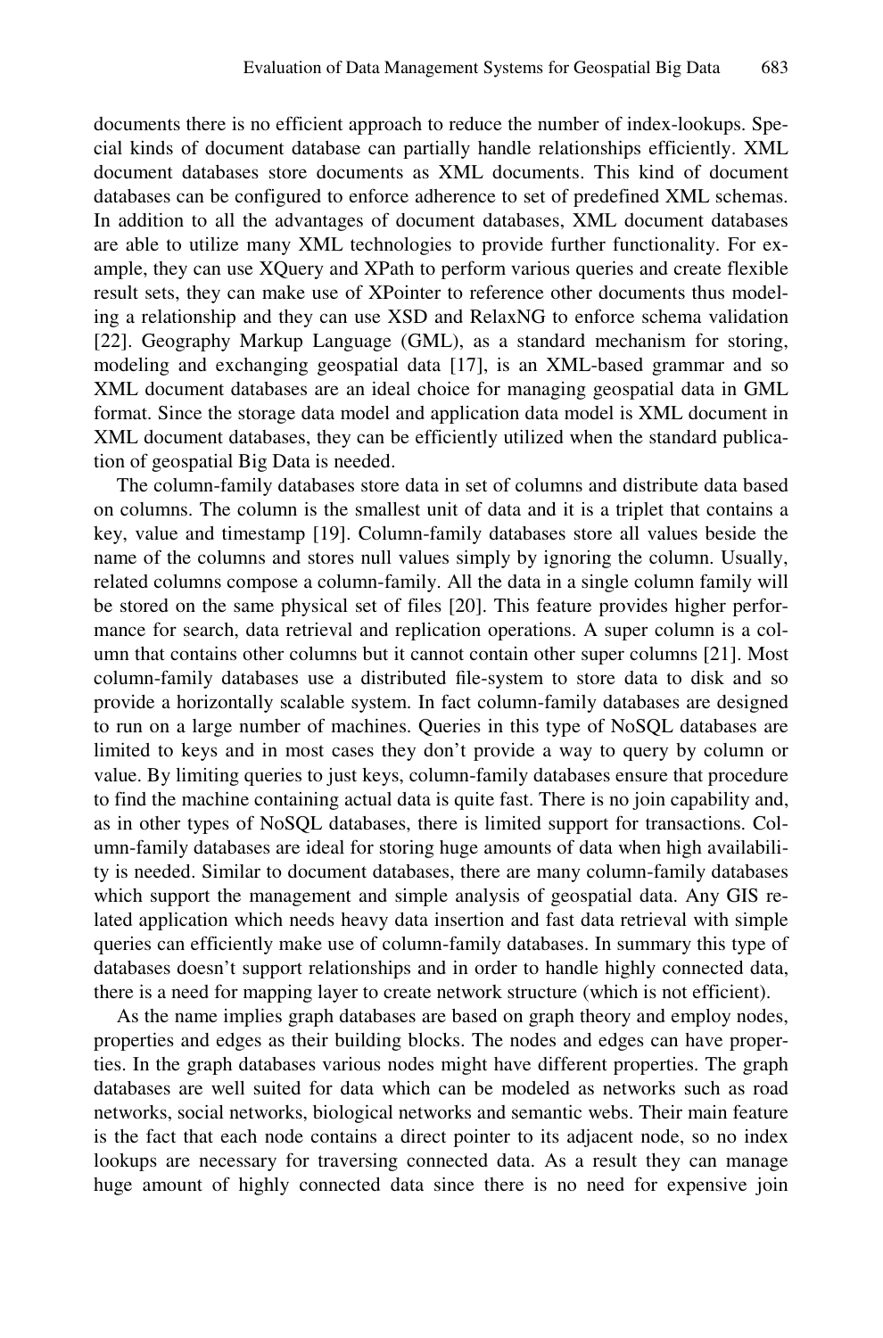documents there is no efficient approach to reduce the number of index-lookups. Special kinds of document database can partially handle relationships efficiently. XML document databases store documents as XML documents. This kind of document databases can be configured to enforce adherence to set of predefined XML schemas. In addition to all the advantages of document databases, XML document databases are able to utilize many XML technologies to provide further functionality. For example, they can use XQuery and XPath to perform various queries and create flexible result sets, they can make use of XPointer to reference other documents thus modeling a relationship and they can use XSD and RelaxNG to enforce schema validation [22]. Geography Markup Language (GML), as a standard mechanism for storing, modeling and exchanging geospatial data [17], is an XML-based grammar and so XML document databases are an ideal choice for managing geospatial data in GML format. Since the storage data model and application data model is XML document in XML document databases, they can be efficiently utilized when the standard publication of geospatial Big Data is needed.

The column-family databases store data in set of columns and distribute data based on columns. The column is the smallest unit of data and it is a triplet that contains a key, value and timestamp [19]. Column-family databases store all values beside the name of the columns and stores null values simply by ignoring the column. Usually, related columns compose a column-family. All the data in a single column family will be stored on the same physical set of files [20]. This feature provides higher performance for search, data retrieval and replication operations. A super column is a column that contains other columns but it cannot contain other super columns [21]. Most column-family databases use a distributed file-system to store data to disk and so provide a horizontally scalable system. In fact column-family databases are designed to run on a large number of machines. Queries in this type of NoSQL databases are limited to keys and in most cases they don't provide a way to query by column or value. By limiting queries to just keys, column-family databases ensure that procedure to find the machine containing actual data is quite fast. There is no join capability and, as in other types of NoSQL databases, there is limited support for transactions. Column-family databases are ideal for storing huge amounts of data when high availability is needed. Similar to document databases, there are many column-family databases which support the management and simple analysis of geospatial data. Any GIS related application which needs heavy data insertion and fast data retrieval with simple queries can efficiently make use of column-family databases. In summary this type of databases doesn't support relationships and in order to handle highly connected data, there is a need for mapping layer to create network structure (which is not efficient).

As the name implies graph databases are based on graph theory and employ nodes, properties and edges as their building blocks. The nodes and edges can have properties. In the graph databases various nodes might have different properties. The graph databases are well suited for data which can be modeled as networks such as road networks, social networks, biological networks and semantic webs. Their main feature is the fact that each node contains a direct pointer to its adjacent node, so no index lookups are necessary for traversing connected data. As a result they can manage huge amount of highly connected data since there is no need for expensive join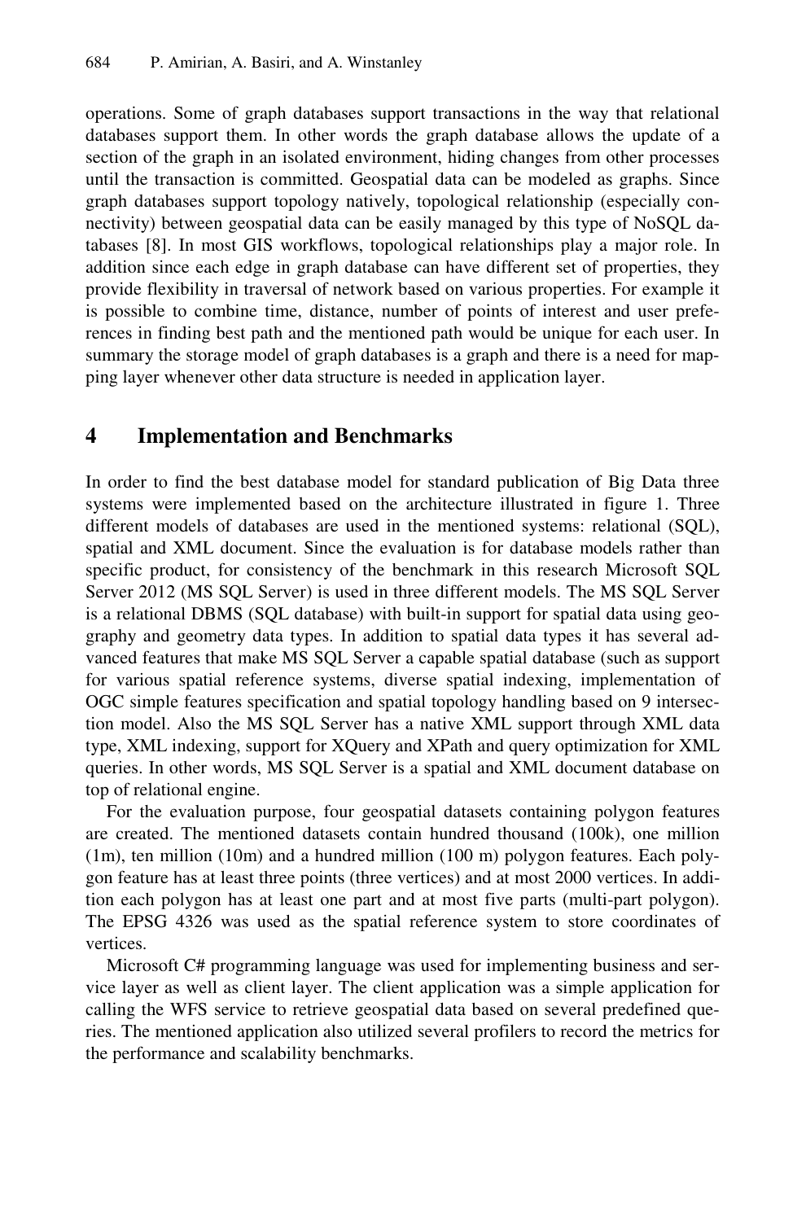operations. Some of graph databases support transactions in the way that relational databases support them. In other words the graph database allows the update of a section of the graph in an isolated environment, hiding changes from other processes until the transaction is committed. Geospatial data can be modeled as graphs. Since graph databases support topology natively, topological relationship (especially connectivity) between geospatial data can be easily managed by this type of NoSQL databases [8]. In most GIS workflows, topological relationships play a major role. In addition since each edge in graph database can have different set of properties, they provide flexibility in traversal of network based on various properties. For example it is possible to combine time, distance, number of points of interest and user preferences in finding best path and the mentioned path would be unique for each user. In summary the storage model of graph databases is a graph and there is a need for mapping layer whenever other data structure is needed in application layer.

## 4 Implementation and Benchmarks

In order to find the best database model for standard publication of Big Data three systems were implemented based on the architecture illustrated in figure 1. Three different models of databases are used in the mentioned systems: relational (SQL), spatial and XML document. Since the evaluation is for database models rather than specific product, for consistency of the benchmark in this research Microsoft SQL Server 2012 (MS SQL Server) is used in three different models. The MS SQL Server is a relational DBMS (SQL database) with built-in support for spatial data using geography and geometry data types. In addition to spatial data types it has several advanced features that make MS SQL Server a capable spatial database (such as support for various spatial reference systems, diverse spatial indexing, implementation of OGC simple features specification and spatial topology handling based on 9 intersection model. Also the MS SQL Server has a native XML support through XML data type, XML indexing, support for XQuery and XPath and query optimization for XML queries. In other words, MS SQL Server is a spatial and XML document database on top of relational engine.

For the evaluation purpose, four geospatial datasets containing polygon features are created. The mentioned datasets contain hundred thousand (100k), one million (1m), ten million (10m) and a hundred million (100 m) polygon features. Each polygon feature has at least three points (three vertices) and at most 2000 vertices. In addition each polygon has at least one part and at most five parts (multi-part polygon). The EPSG 4326 was used as the spatial reference system to store coordinates of vertices.

Microsoft C# programming language was used for implementing business and service layer as well as client layer. The client application was a simple application for calling the WFS service to retrieve geospatial data based on several predefined queries. The mentioned application also utilized several profilers to record the metrics for the performance and scalability benchmarks.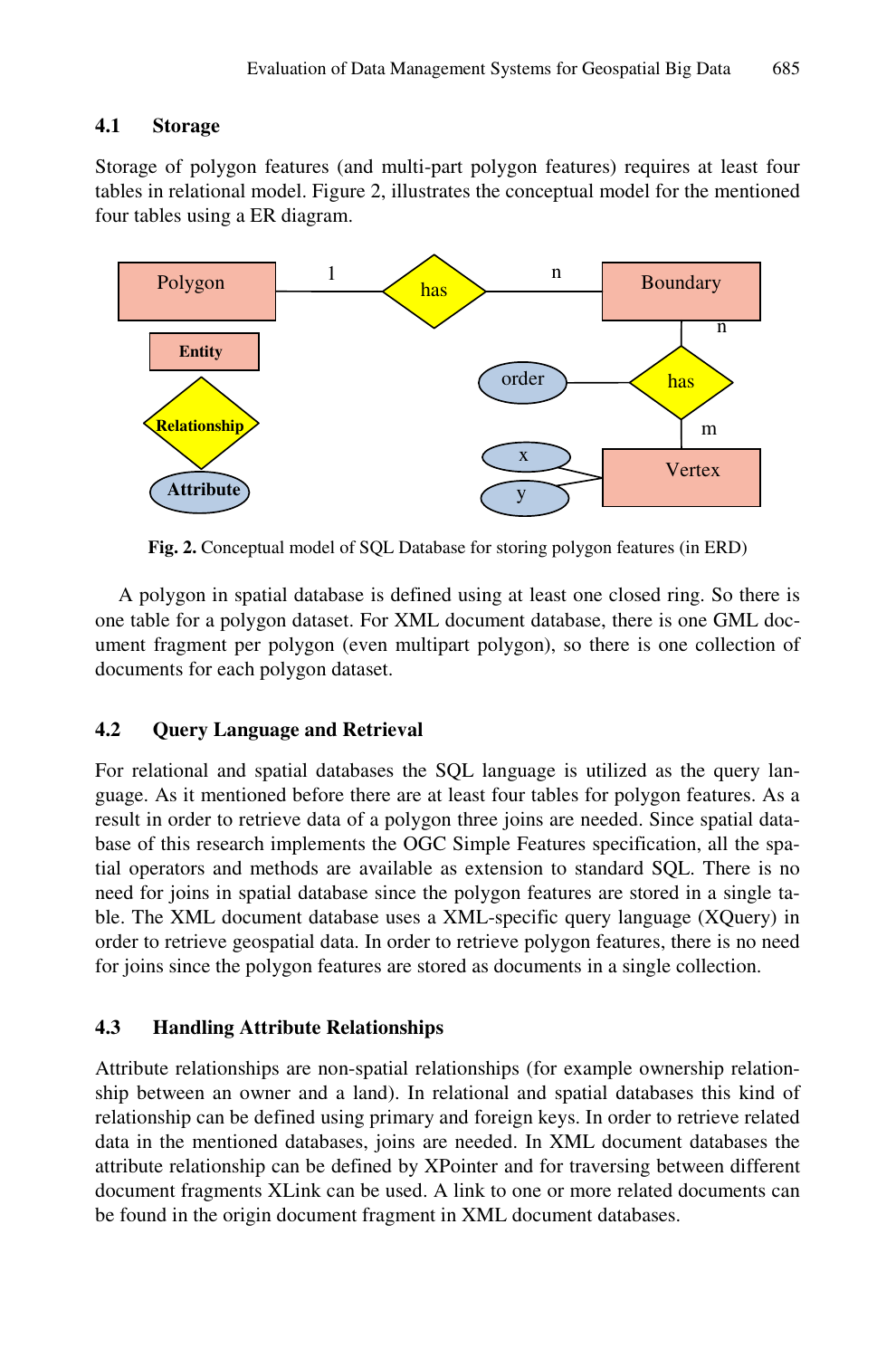### 4.1 Storage

Storage of polygon features (and multi-part polygon features) requires at least four tables in relational model. Figure 2, illustrates the conceptual model for the mentioned four tables using a ER diagram.

**Fig. 2.** Conceptual model of SQL Database for storing polygon features (in ERD)

A polygon in spatial database is defined using at least one closed ring. So there is one table for a polygon dataset. For XML document database, there is one GML document fragment per polygon (even multipart polygon), so there is one collection of documents for each polygon dataset.

### 4.2 Query Language and Retrieval

For relational and spatial databases the SQL language is utilized as the query language. As it mentioned before there are at least four tables for polygon features. As a result in order to retrieve data of a polygon three joins are needed. Since spatial database of this research implements the OGC Simple Features specification, all the spatial operators and methods are available as extension to standard SQL. There is no need for joins in spatial database since the polygon features are stored in a single table. The XML document database uses a XML-specific query language (XQuery) in order to retrieve geospatial data. In order to retrieve polygon features, there is no need for joins since the polygon features are stored as documents in a single collection.

### 4.3 Handling Attribute Relationships

Attribute relationships are non-spatial relationships (for example ownership relationship between an owner and a land). In relational and spatial databases this kind of relationship can be defined using primary and foreign keys. In order to retrieve related data in the mentioned databases, joins are needed. In XML document databases the attribute relationship can be defined by XPointer and for traversing between different document fragments XLink can be used. A link to one or more related documents can be found in the origin document fragment in XML document databases.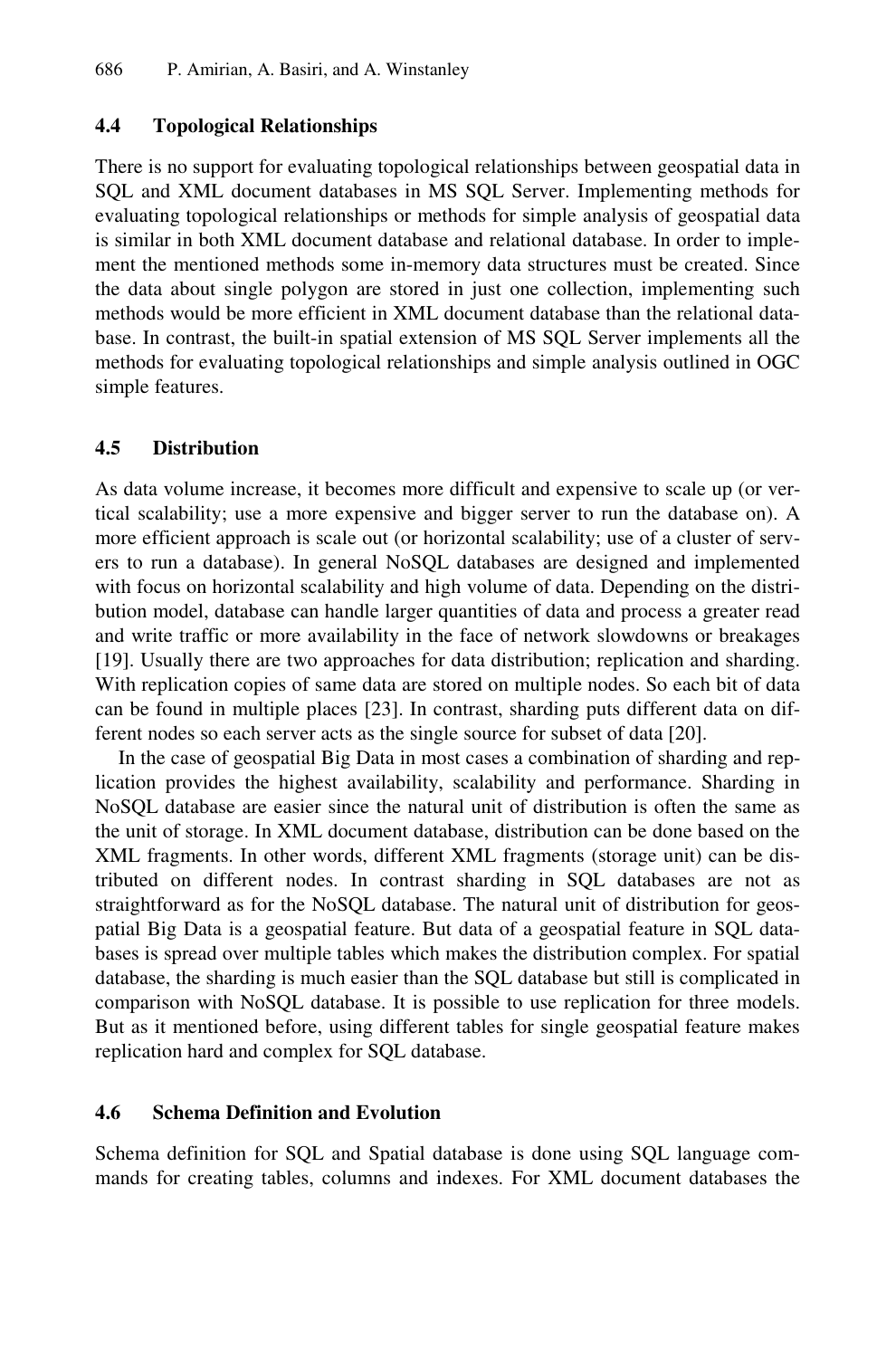### 4.4 Topological Relationships

There is no support for evaluating topological relationships between geospatial data in SQL and XML document databases in MS SQL Server. Implementing methods for evaluating topological relationships or methods for simple analysis of geospatial data is similar in both XML document database and relational database. In order to implement the mentioned methods some in-memory data structures must be created. Since the data about single polygon are stored in just one collection, implementing such methods would be more efficient in XML document database than the relational database. In contrast, the built-in spatial extension of MS SQL Server implements all the methods for evaluating topological relationships and simple analysis outlined in OGC simple features.

### 4.5 Distribution

As data volume increase, it becomes more difficult and expensive to scale up (or vertical scalability; use a more expensive and bigger server to run the database on). A more efficient approach is scale out (or horizontal scalability; use of a cluster of servers to run a database). In general NoSQL databases are designed and implemented with focus on horizontal scalability and high volume of data. Depending on the distribution model, database can handle larger quantities of data and process a greater read and write traffic or more availability in the face of network slowdowns or breakages [19]. Usually there are two approaches for data distribution; replication and sharding. With replication copies of same data are stored on multiple nodes. So each bit of data can be found in multiple places [23]. In contrast, sharding puts different data on different nodes so each server acts as the single source for subset of data [20].

In the case of geospatial Big Data in most cases a combination of sharding and replication provides the highest availability, scalability and performance. Sharding in NoSQL database are easier since the natural unit of distribution is often the same as the unit of storage. In XML document database, distribution can be done based on the XML fragments. In other words, different XML fragments (storage unit) can be distributed on different nodes. In contrast sharding in SQL databases are not as straightforward as for the NoSQL database. The natural unit of distribution for geospatial Big Data is a geospatial feature. But data of a geospatial feature in SQL databases is spread over multiple tables which makes the distribution complex. For spatial database, the sharding is much easier than the SQL database but still is complicated in comparison with NoSQL database. It is possible to use replication for three models. But as it mentioned before, using different tables for single geospatial feature makes replication hard and complex for SQL database.

### 4.6 Schema Definition and Evolution

Schema definition for SQL and Spatial database is done using SQL language commands for creating tables, columns and indexes. For XML document databases the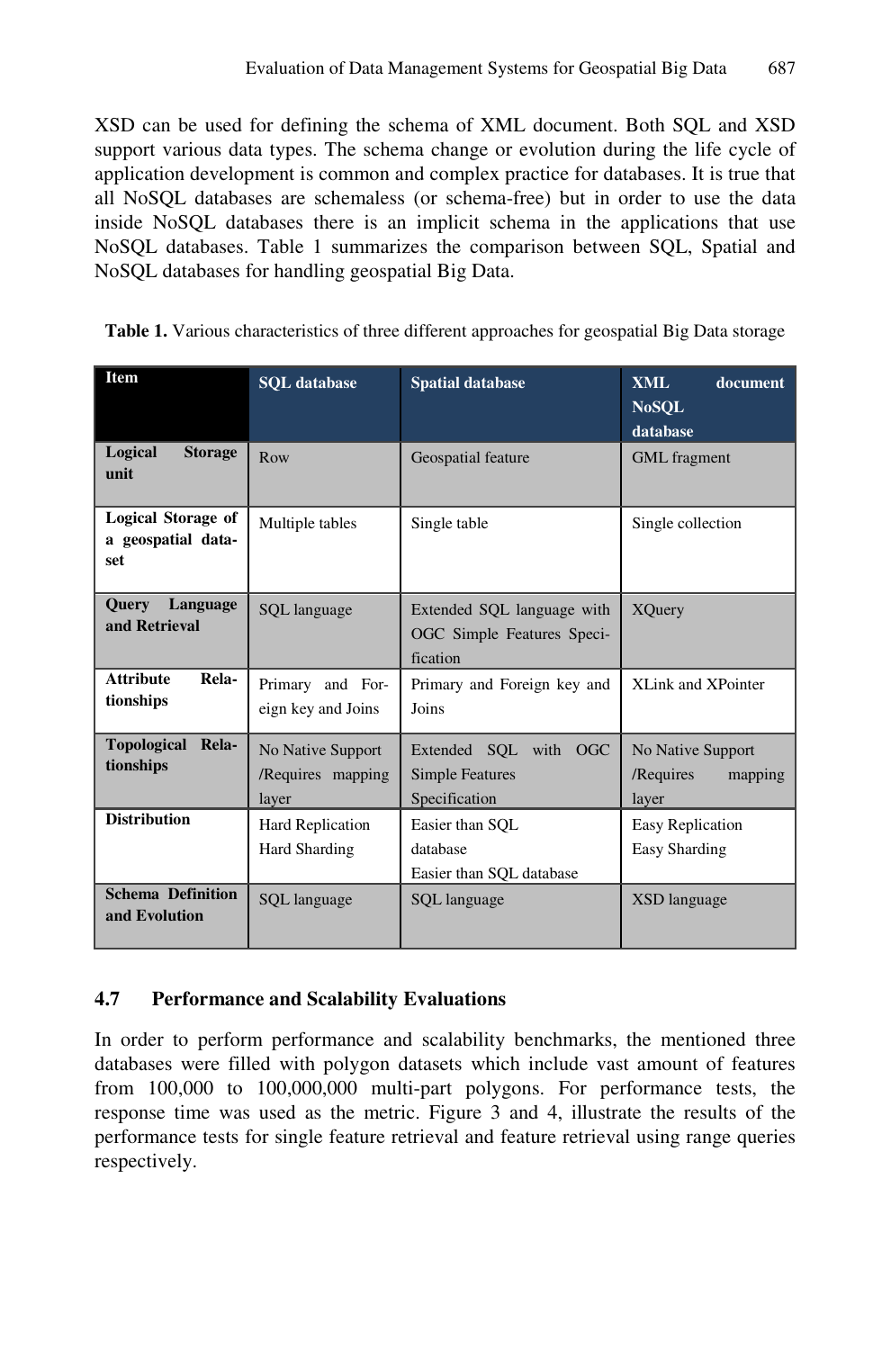XSD can be used for defining the schema of XML document. Both SQL and XSD support various data types. The schema change or evolution during the life cycle of application development is common and complex practice for databases. It is true that all NoSQL databases are schemaless (or schema-free) but in order to use the data inside NoSQL databases there is an implicit schema in the applications that use NoSQL databases. Table 1 summarizes the comparison between SQL, Spatial and NoSQL databases for handling geospatial Big Data.

**Table 1.** Various characteristics of three different approaches for geospatial Big Data storage

| Item | SQL database | Spatial database | XML document NoSQL database |
|---|---|---|---|
| **Logical Storage unit** | Row | Geospatial feature | GML fragment |
| **Logical Storage of a geospatial data-set** | Multiple tables | Single table | Single collection |
| **Query Language and Retrieval** | SQL language | Extended SQL language with OGC Simple Features Specification | XQuery |
| **Attribute Relationships** | Primary and Foreign key and Joins | Primary and Foreign key and Joins | XLink and XPointer |
| **Topological Relationships** | No Native Support /Requires mapping layer | Extended SQL with OGC Simple Features Specification | No Native Support /Requires mapping layer |
| **Distribution** | Hard Replication<br>Hard Sharding | Easier than SQL database<br>Easier than SQL database | Easy Replication<br>Easy Sharding |
| **Schema Definition and Evolution** | SQL language | SQL language | XSD language |

### 4.7 Performance and Scalability Evaluations

In order to perform performance and scalability benchmarks, the mentioned three databases were filled with polygon datasets which include vast amount of features from 100,000 to 100,000,000 multi-part polygons. For performance tests, the response time was used as the metric. Figure 3 and 4, illustrate the results of the performance tests for single feature retrieval and feature retrieval using range queries respectively.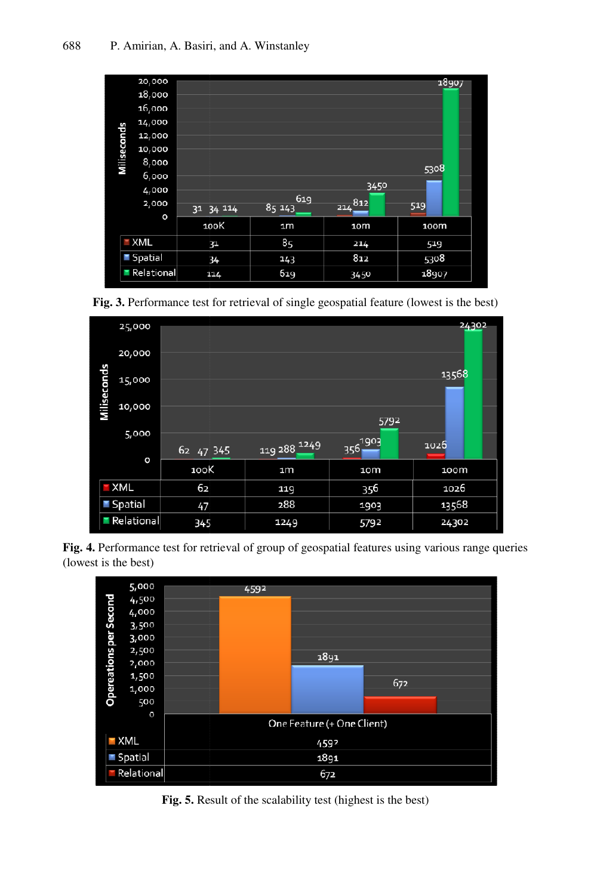| | 100K | 1m | 10m | 100m |
|---|---|---|---|---|
| XML | 31 | 85 | 214 | 519 |
| Spatial | 34 | 143 | 812 | 5308 |
| Relational | 114 | 619 | 3450 | 18907 |

**Fig. 3.** Performance test for retrieval of single geospatial feature (lowest is the best)

| | 100K | 1m | 10m | 100m |
|---|---|---|---|---|
| XML | 62 | 119 | 356 | 1026 |
| Spatial | 47 | 288 | 1903 | 13568 |
| Relational | 345 | 1249 | 5792 | 24302 |

**Fig. 4.** Performance test for retrieval of group of geospatial features using various range queries (lowest is the best)

| | One Feature (+ One Client) |
|---|---|
| XML | 4592 |
| Spatial | 1891 |
| Relational | 672 |

**Fig. 5.** Result of the scalability test (highest is the best)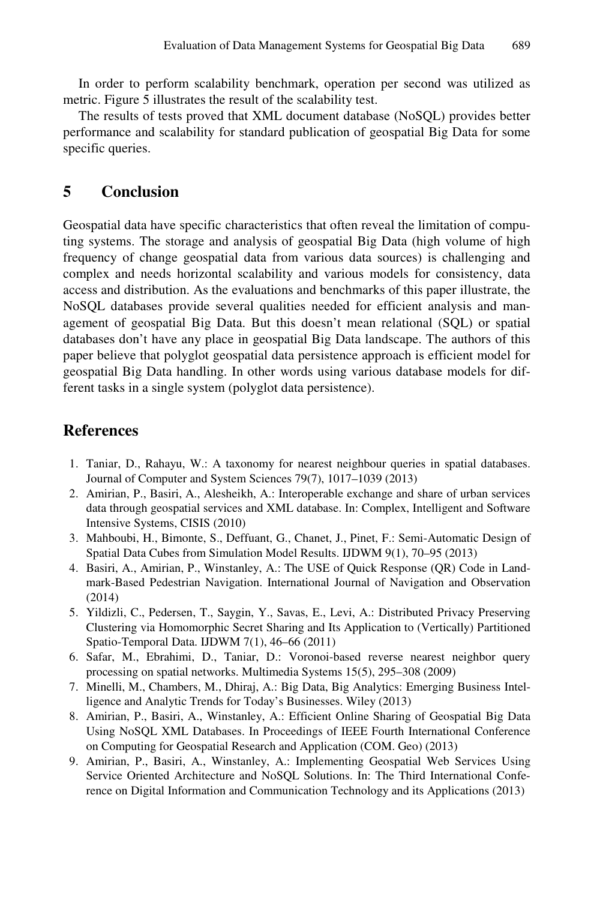In order to perform scalability benchmark, operation per second was utilized as metric. Figure 5 illustrates the result of the scalability test.

The results of tests proved that XML document database (NoSQL) provides better performance and scalability for standard publication of geospatial Big Data for some specific queries.

## 5 Conclusion

Geospatial data have specific characteristics that often reveal the limitation of computing systems. The storage and analysis of geospatial Big Data (high volume of high frequency of change geospatial data from various data sources) is challenging and complex and needs horizontal scalability and various models for consistency, data access and distribution. As the evaluations and benchmarks of this paper illustrate, the NoSQL databases provide several qualities needed for efficient analysis and management of geospatial Big Data. But this doesn't mean relational (SQL) or spatial databases don't have any place in geospatial Big Data landscape. The authors of this paper believe that polyglot geospatial data persistence approach is efficient model for geospatial Big Data handling. In other words using various database models for different tasks in a single system (polyglot data persistence).

## References

1. Taniar, D., Rahayu, W.: A taxonomy for nearest neighbour queries in spatial databases. Journal of Computer and System Sciences 79(7), 1017–1039 (2013)
2. Amirian, P., Basiri, A., Alesheikh, A.: Interoperable exchange and share of urban services data through geospatial services and XML database. In: Complex, Intelligent and Software Intensive Systems, CISIS (2010)
3. Mahboubi, H., Bimonte, S., Deffuant, G., Chanet, J., Pinet, F.: Semi-Automatic Design of Spatial Data Cubes from Simulation Model Results. IJDWM 9(1), 70–95 (2013)
4. Basiri, A., Amirian, P., Winstanley, A.: The USE of Quick Response (QR) Code in Landmark-Based Pedestrian Navigation. International Journal of Navigation and Observation (2014)
5. Yildizli, C., Pedersen, T., Saygin, Y., Savas, E., Levi, A.: Distributed Privacy Preserving Clustering via Homomorphic Secret Sharing and Its Application to (Vertically) Partitioned Spatio-Temporal Data. IJDWM 7(1), 46–66 (2011)
6. Safar, M., Ebrahimi, D., Taniar, D.: Voronoi-based reverse nearest neighbor query processing on spatial networks. Multimedia Systems 15(5), 295–308 (2009)
7. Minelli, M., Chambers, M., Dhiraj, A.: Big Data, Big Analytics: Emerging Business Intelligence and Analytic Trends for Today's Businesses. Wiley (2013)
8. Amirian, P., Basiri, A., Winstanley, A.: Efficient Online Sharing of Geospatial Big Data Using NoSQL XML Databases. In Proceedings of IEEE Fourth International Conference on Computing for Geospatial Research and Application (COM. Geo) (2013)
9. Amirian, P., Basiri, A., Winstanley, A.: Implementing Geospatial Web Services Using Service Oriented Architecture and NoSQL Solutions. In: The Third International Conference on Digital Information and Communication Technology and its Applications (2013)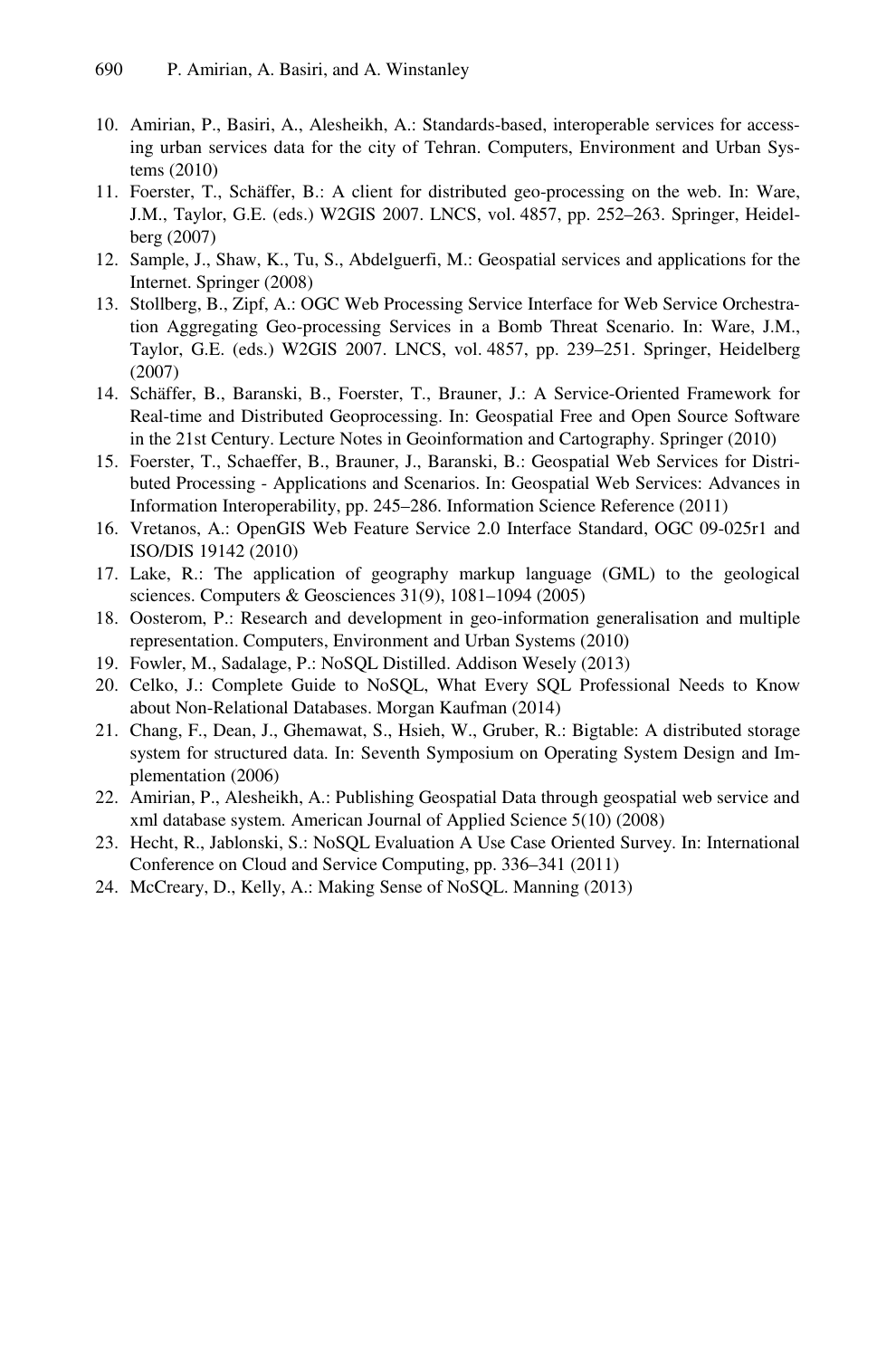10. Amirian, P., Basiri, A., Alesheikh, A.: Standards-based, interoperable services for accessing urban services data for the city of Tehran. Computers, Environment and Urban Systems (2010)
11. Foerster, T., Schäffer, B.: A client for distributed geo-processing on the web. In: Ware, J.M., Taylor, G.E. (eds.) W2GIS 2007. LNCS, vol. 4857, pp. 252–263. Springer, Heidelberg (2007)
12. Sample, J., Shaw, K., Tu, S., Abdelguerfi, M.: Geospatial services and applications for the Internet. Springer (2008)
13. Stollberg, B., Zipf, A.: OGC Web Processing Service Interface for Web Service Orchestration Aggregating Geo-processing Services in a Bomb Threat Scenario. In: Ware, J.M., Taylor, G.E. (eds.) W2GIS 2007. LNCS, vol. 4857, pp. 239–251. Springer, Heidelberg (2007)
14. Schäffer, B., Baranski, B., Foerster, T., Brauner, J.: A Service-Oriented Framework for Real-time and Distributed Geoprocessing. In: Geospatial Free and Open Source Software in the 21st Century. Lecture Notes in Geoinformation and Cartography. Springer (2010)
15. Foerster, T., Schaeffer, B., Brauner, J., Baranski, B.: Geospatial Web Services for Distributed Processing - Applications and Scenarios. In: Geospatial Web Services: Advances in Information Interoperability, pp. 245–286. Information Science Reference (2011)
16. Vretanos, A.: OpenGIS Web Feature Service 2.0 Interface Standard, OGC 09-025r1 and ISO/DIS 19142 (2010)
17. Lake, R.: The application of geography markup language (GML) to the geological sciences. Computers & Geosciences 31(9), 1081–1094 (2005)
18. Oosterom, P.: Research and development in geo-information generalisation and multiple representation. Computers, Environment and Urban Systems (2010)
19. Fowler, M., Sadalage, P.: NoSQL Distilled. Addison Wesely (2013)
20. Celko, J.: Complete Guide to NoSQL, What Every SQL Professional Needs to Know about Non-Relational Databases. Morgan Kaufman (2014)
21. Chang, F., Dean, J., Ghemawat, S., Hsieh, W., Gruber, R.: Bigtable: A distributed storage system for structured data. In: Seventh Symposium on Operating System Design and Implementation (2006)
22. Amirian, P., Alesheikh, A.: Publishing Geospatial Data through geospatial web service and xml database system. American Journal of Applied Science 5(10) (2008)
23. Hecht, R., Jablonski, S.: NoSQL Evaluation A Use Case Oriented Survey. In: International Conference on Cloud and Service Computing, pp. 336–341 (2011)
24. McCreary, D., Kelly, A.: Making Sense of NoSQL. Manning (2013)